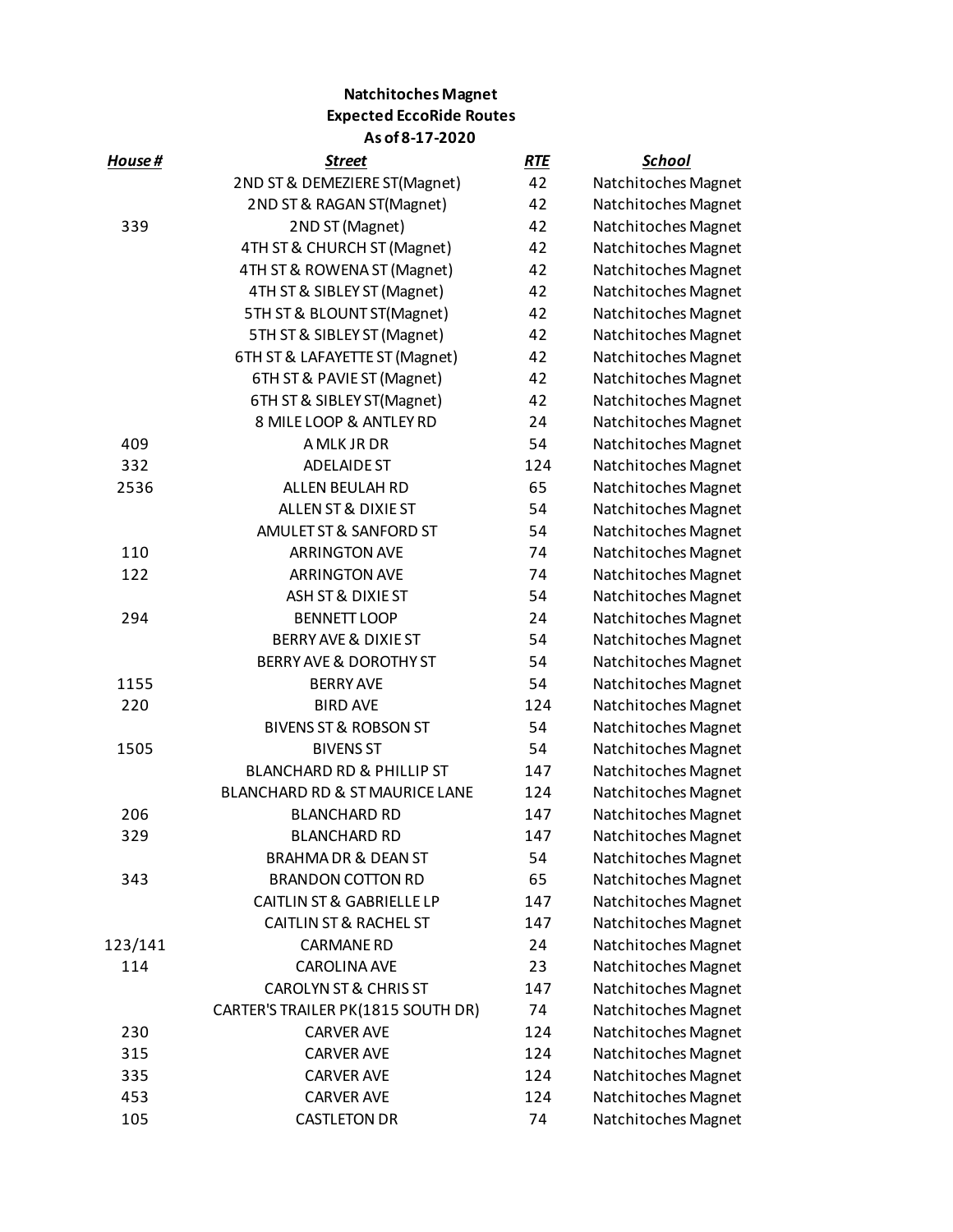**Natchitoches Magnet**
**Expected EccoRide Routes**
**As of 8-17-2020**

| ***House #*** | ***Street*** | ***RTE*** | ***School*** |
|---|---|---|---|
| | 2ND ST & DEMEZIERE ST(Magnet) | 42 | Natchitoches Magnet |
| | 2ND ST & RAGAN ST(Magnet) | 42 | Natchitoches Magnet |
| 339 | 2ND ST (Magnet) | 42 | Natchitoches Magnet |
| | 4TH ST & CHURCH ST (Magnet) | 42 | Natchitoches Magnet |
| | 4TH ST & ROWENA ST (Magnet) | 42 | Natchitoches Magnet |
| | 4TH ST & SIBLEY ST (Magnet) | 42 | Natchitoches Magnet |
| | 5TH ST & BLOUNT ST(Magnet) | 42 | Natchitoches Magnet |
| | 5TH ST & SIBLEY ST (Magnet) | 42 | Natchitoches Magnet |
| | 6TH ST & LAFAYETTE ST (Magnet) | 42 | Natchitoches Magnet |
| | 6TH ST & PAVIE ST (Magnet) | 42 | Natchitoches Magnet |
| | 6TH ST & SIBLEY ST(Magnet) | 42 | Natchitoches Magnet |
| | 8 MILE LOOP & ANTLEY RD | 24 | Natchitoches Magnet |
| 409 | A MLK JR DR | 54 | Natchitoches Magnet |
| 332 | ADELAIDE ST | 124 | Natchitoches Magnet |
| 2536 | ALLEN BEULAH RD | 65 | Natchitoches Magnet |
| | ALLEN ST & DIXIE ST | 54 | Natchitoches Magnet |
| | AMULET ST & SANFORD ST | 54 | Natchitoches Magnet |
| 110 | ARRINGTON AVE | 74 | Natchitoches Magnet |
| 122 | ARRINGTON AVE | 74 | Natchitoches Magnet |
| | ASH ST & DIXIE ST | 54 | Natchitoches Magnet |
| 294 | BENNETT LOOP | 24 | Natchitoches Magnet |
| | BERRY AVE & DIXIE ST | 54 | Natchitoches Magnet |
| | BERRY AVE & DOROTHY ST | 54 | Natchitoches Magnet |
| 1155 | BERRY AVE | 54 | Natchitoches Magnet |
| 220 | BIRD AVE | 124 | Natchitoches Magnet |
| | BIVENS ST & ROBSON ST | 54 | Natchitoches Magnet |
| 1505 | BIVENS ST | 54 | Natchitoches Magnet |
| | BLANCHARD RD & PHILLIP ST | 147 | Natchitoches Magnet |
| | BLANCHARD RD & ST MAURICE LANE | 124 | Natchitoches Magnet |
| 206 | BLANCHARD RD | 147 | Natchitoches Magnet |
| 329 | BLANCHARD RD | 147 | Natchitoches Magnet |
| | BRAHMA DR & DEAN ST | 54 | Natchitoches Magnet |
| 343 | BRANDON COTTON RD | 65 | Natchitoches Magnet |
| | CAITLIN ST & GABRIELLE LP | 147 | Natchitoches Magnet |
| | CAITLIN ST & RACHEL ST | 147 | Natchitoches Magnet |
| 123/141 | CARMANE RD | 24 | Natchitoches Magnet |
| 114 | CAROLINA AVE | 23 | Natchitoches Magnet |
| | CAROLYN ST & CHRIS ST | 147 | Natchitoches Magnet |
| | CARTER'S TRAILER PK(1815 SOUTH DR) | 74 | Natchitoches Magnet |
| 230 | CARVER AVE | 124 | Natchitoches Magnet |
| 315 | CARVER AVE | 124 | Natchitoches Magnet |
| 335 | CARVER AVE | 124 | Natchitoches Magnet |
| 453 | CARVER AVE | 124 | Natchitoches Magnet |
| 105 | CASTLETON DR | 74 | Natchitoches Magnet |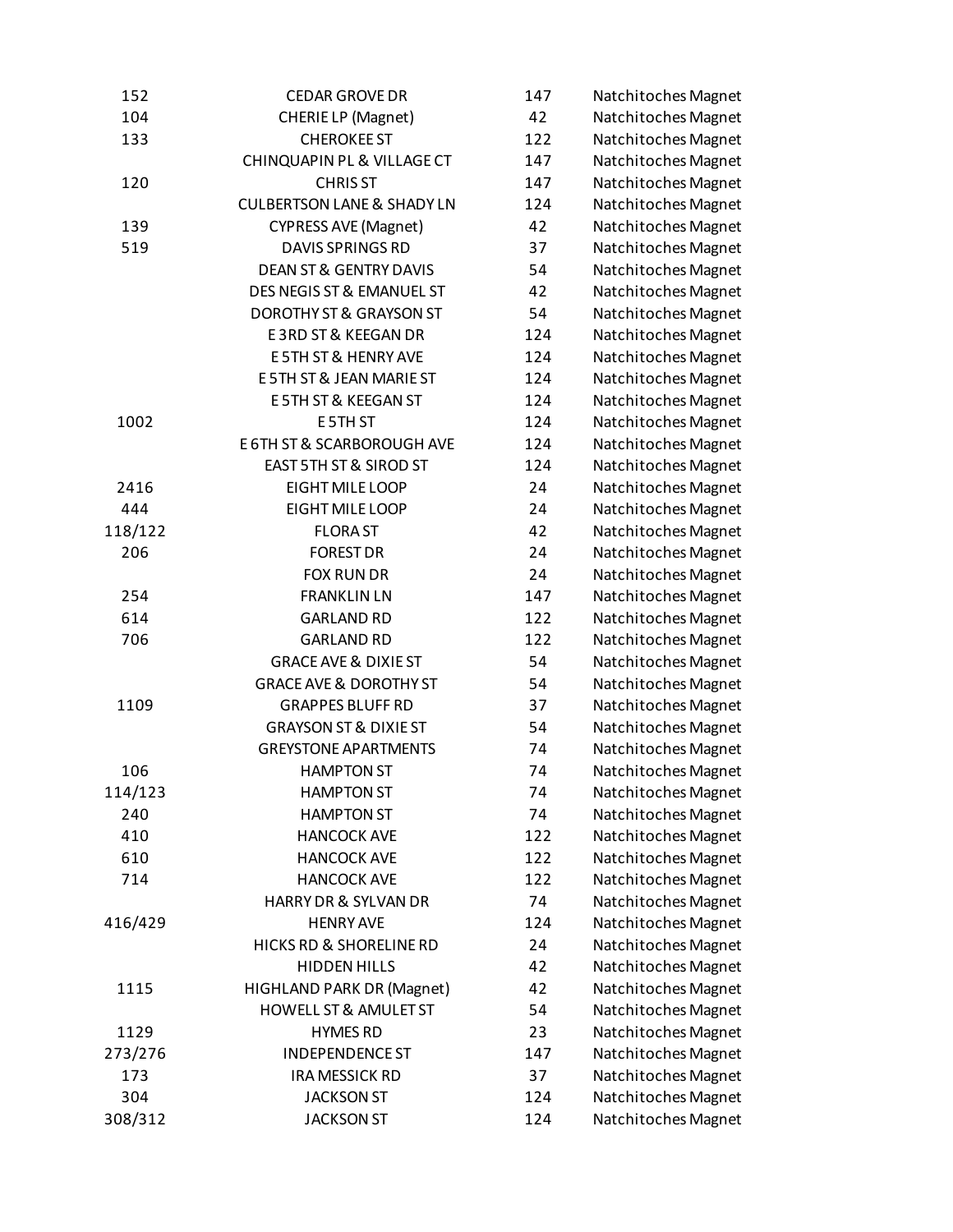| | | | |
|---|---|---|---|
| 152 | CEDAR GROVE DR | 147 | Natchitoches Magnet |
| 104 | CHERIE LP (Magnet) | 42 | Natchitoches Magnet |
| 133 | CHEROKEE ST | 122 | Natchitoches Magnet |
| | CHINQUAPIN PL & VILLAGE CT | 147 | Natchitoches Magnet |
| 120 | CHRIS ST | 147 | Natchitoches Magnet |
| | CULBERTSON LANE & SHADY LN | 124 | Natchitoches Magnet |
| 139 | CYPRESS AVE (Magnet) | 42 | Natchitoches Magnet |
| 519 | DAVIS SPRINGS RD | 37 | Natchitoches Magnet |
| | DEAN ST & GENTRY DAVIS | 54 | Natchitoches Magnet |
| | DES NEGIS ST & EMANUEL ST | 42 | Natchitoches Magnet |
| | DOROTHY ST & GRAYSON ST | 54 | Natchitoches Magnet |
| | E 3RD ST & KEEGAN DR | 124 | Natchitoches Magnet |
| | E 5TH ST & HENRY AVE | 124 | Natchitoches Magnet |
| | E 5TH ST & JEAN MARIE ST | 124 | Natchitoches Magnet |
| | E 5TH ST & KEEGAN ST | 124 | Natchitoches Magnet |
| 1002 | E 5TH ST | 124 | Natchitoches Magnet |
| | E 6TH ST & SCARBOROUGH AVE | 124 | Natchitoches Magnet |
| | EAST 5TH ST & SIROD ST | 124 | Natchitoches Magnet |
| 2416 | EIGHT MILE LOOP | 24 | Natchitoches Magnet |
| 444 | EIGHT MILE LOOP | 24 | Natchitoches Magnet |
| 118/122 | FLORA ST | 42 | Natchitoches Magnet |
| 206 | FOREST DR | 24 | Natchitoches Magnet |
| | FOX RUN DR | 24 | Natchitoches Magnet |
| 254 | FRANKLIN LN | 147 | Natchitoches Magnet |
| 614 | GARLAND RD | 122 | Natchitoches Magnet |
| 706 | GARLAND RD | 122 | Natchitoches Magnet |
| | GRACE AVE & DIXIE ST | 54 | Natchitoches Magnet |
| | GRACE AVE & DOROTHY ST | 54 | Natchitoches Magnet |
| 1109 | GRAPPES BLUFF RD | 37 | Natchitoches Magnet |
| | GRAYSON ST & DIXIE ST | 54 | Natchitoches Magnet |
| | GREYSTONE APARTMENTS | 74 | Natchitoches Magnet |
| 106 | HAMPTON ST | 74 | Natchitoches Magnet |
| 114/123 | HAMPTON ST | 74 | Natchitoches Magnet |
| 240 | HAMPTON ST | 74 | Natchitoches Magnet |
| 410 | HANCOCK AVE | 122 | Natchitoches Magnet |
| 610 | HANCOCK AVE | 122 | Natchitoches Magnet |
| 714 | HANCOCK AVE | 122 | Natchitoches Magnet |
| | HARRY DR & SYLVAN DR | 74 | Natchitoches Magnet |
| 416/429 | HENRY AVE | 124 | Natchitoches Magnet |
| | HICKS RD & SHORELINE RD | 24 | Natchitoches Magnet |
| | HIDDEN HILLS | 42 | Natchitoches Magnet |
| 1115 | HIGHLAND PARK DR (Magnet) | 42 | Natchitoches Magnet |
| | HOWELL ST & AMULET ST | 54 | Natchitoches Magnet |
| 1129 | HYMES RD | 23 | Natchitoches Magnet |
| 273/276 | INDEPENDENCE ST | 147 | Natchitoches Magnet |
| 173 | IRA MESSICK RD | 37 | Natchitoches Magnet |
| 304 | JACKSON ST | 124 | Natchitoches Magnet |
| 308/312 | JACKSON ST | 124 | Natchitoches Magnet |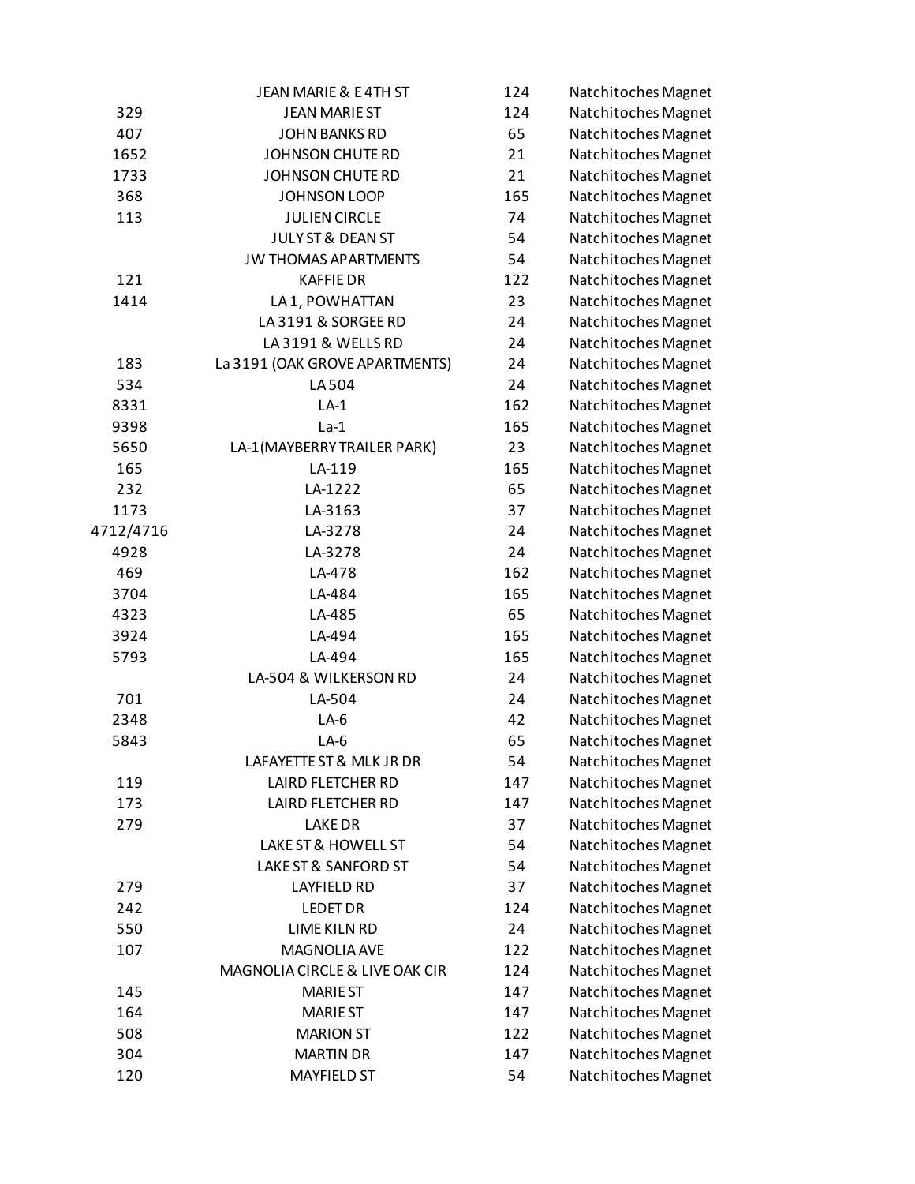| | | | |
|---|---|---|---|
| | JEAN MARIE & E 4TH ST | 124 | Natchitoches Magnet |
| 329 | JEAN MARIE ST | 124 | Natchitoches Magnet |
| 407 | JOHN BANKS RD | 65 | Natchitoches Magnet |
| 1652 | JOHNSON CHUTE RD | 21 | Natchitoches Magnet |
| 1733 | JOHNSON CHUTE RD | 21 | Natchitoches Magnet |
| 368 | JOHNSON LOOP | 165 | Natchitoches Magnet |
| 113 | JULIEN CIRCLE | 74 | Natchitoches Magnet |
| | JULY ST & DEAN ST | 54 | Natchitoches Magnet |
| | JW THOMAS APARTMENTS | 54 | Natchitoches Magnet |
| 121 | KAFFIE DR | 122 | Natchitoches Magnet |
| 1414 | LA 1, POWHATTAN | 23 | Natchitoches Magnet |
| | LA 3191 & SORGEE RD | 24 | Natchitoches Magnet |
| | LA 3191 & WELLS RD | 24 | Natchitoches Magnet |
| 183 | La 3191 (OAK GROVE APARTMENTS) | 24 | Natchitoches Magnet |
| 534 | LA 504 | 24 | Natchitoches Magnet |
| 8331 | LA-1 | 162 | Natchitoches Magnet |
| 9398 | La-1 | 165 | Natchitoches Magnet |
| 5650 | LA-1(MAYBERRY TRAILER PARK) | 23 | Natchitoches Magnet |
| 165 | LA-119 | 165 | Natchitoches Magnet |
| 232 | LA-1222 | 65 | Natchitoches Magnet |
| 1173 | LA-3163 | 37 | Natchitoches Magnet |
| 4712/4716 | LA-3278 | 24 | Natchitoches Magnet |
| 4928 | LA-3278 | 24 | Natchitoches Magnet |
| 469 | LA-478 | 162 | Natchitoches Magnet |
| 3704 | LA-484 | 165 | Natchitoches Magnet |
| 4323 | LA-485 | 65 | Natchitoches Magnet |
| 3924 | LA-494 | 165 | Natchitoches Magnet |
| 5793 | LA-494 | 165 | Natchitoches Magnet |
| | LA-504 & WILKERSON RD | 24 | Natchitoches Magnet |
| 701 | LA-504 | 24 | Natchitoches Magnet |
| 2348 | LA-6 | 42 | Natchitoches Magnet |
| 5843 | LA-6 | 65 | Natchitoches Magnet |
| | LAFAYETTE ST & MLK JR DR | 54 | Natchitoches Magnet |
| 119 | LAIRD FLETCHER RD | 147 | Natchitoches Magnet |
| 173 | LAIRD FLETCHER RD | 147 | Natchitoches Magnet |
| 279 | LAKE DR | 37 | Natchitoches Magnet |
| | LAKE ST & HOWELL ST | 54 | Natchitoches Magnet |
| | LAKE ST & SANFORD ST | 54 | Natchitoches Magnet |
| 279 | LAYFIELD RD | 37 | Natchitoches Magnet |
| 242 | LEDET DR | 124 | Natchitoches Magnet |
| 550 | LIME KILN RD | 24 | Natchitoches Magnet |
| 107 | MAGNOLIA AVE | 122 | Natchitoches Magnet |
| | MAGNOLIA CIRCLE & LIVE OAK CIR | 124 | Natchitoches Magnet |
| 145 | MARIE ST | 147 | Natchitoches Magnet |
| 164 | MARIE ST | 147 | Natchitoches Magnet |
| 508 | MARION ST | 122 | Natchitoches Magnet |
| 304 | MARTIN DR | 147 | Natchitoches Magnet |
| 120 | MAYFIELD ST | 54 | Natchitoches Magnet |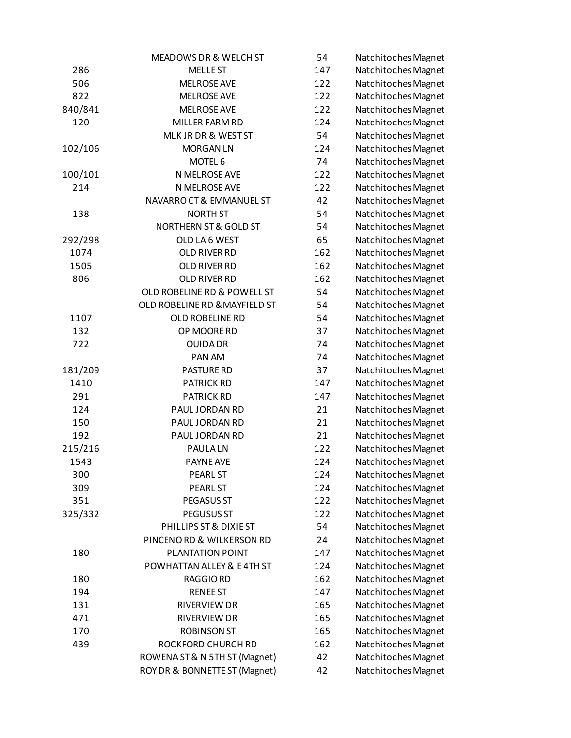|  |  |  |  |
|---|---|---|---|
|  | MEADOWS DR & WELCH ST | 54 | Natchitoches Magnet |
| 286 | MELLE ST | 147 | Natchitoches Magnet |
| 506 | MELROSE AVE | 122 | Natchitoches Magnet |
| 822 | MELROSE AVE | 122 | Natchitoches Magnet |
| 840/841 | MELROSE AVE | 122 | Natchitoches Magnet |
| 120 | MILLER FARM RD | 124 | Natchitoches Magnet |
|  | MLK JR DR & WEST ST | 54 | Natchitoches Magnet |
| 102/106 | MORGAN LN | 124 | Natchitoches Magnet |
|  | MOTEL 6 | 74 | Natchitoches Magnet |
| 100/101 | N MELROSE AVE | 122 | Natchitoches Magnet |
| 214 | N MELROSE AVE | 122 | Natchitoches Magnet |
|  | NAVARRO CT & EMMANUEL ST | 42 | Natchitoches Magnet |
| 138 | NORTH ST | 54 | Natchitoches Magnet |
|  | NORTHERN ST & GOLD ST | 54 | Natchitoches Magnet |
| 292/298 | OLD LA 6 WEST | 65 | Natchitoches Magnet |
| 1074 | OLD RIVER RD | 162 | Natchitoches Magnet |
| 1505 | OLD RIVER RD | 162 | Natchitoches Magnet |
| 806 | OLD RIVER RD | 162 | Natchitoches Magnet |
|  | OLD ROBELINE RD & POWELL ST | 54 | Natchitoches Magnet |
|  | OLD ROBELINE RD &MAYFIELD ST | 54 | Natchitoches Magnet |
| 1107 | OLD ROBELINE RD | 54 | Natchitoches Magnet |
| 132 | OP MOORE RD | 37 | Natchitoches Magnet |
| 722 | OUIDA DR | 74 | Natchitoches Magnet |
|  | PAN AM | 74 | Natchitoches Magnet |
| 181/209 | PASTURE RD | 37 | Natchitoches Magnet |
| 1410 | PATRICK RD | 147 | Natchitoches Magnet |
| 291 | PATRICK RD | 147 | Natchitoches Magnet |
| 124 | PAUL JORDAN RD | 21 | Natchitoches Magnet |
| 150 | PAUL JORDAN RD | 21 | Natchitoches Magnet |
| 192 | PAUL JORDAN RD | 21 | Natchitoches Magnet |
| 215/216 | PAULA LN | 122 | Natchitoches Magnet |
| 1543 | PAYNE AVE | 124 | Natchitoches Magnet |
| 300 | PEARL ST | 124 | Natchitoches Magnet |
| 309 | PEARL ST | 124 | Natchitoches Magnet |
| 351 | PEGASUS ST | 122 | Natchitoches Magnet |
| 325/332 | PEGUSUS ST | 122 | Natchitoches Magnet |
|  | PHILLIPS ST & DIXIE ST | 54 | Natchitoches Magnet |
|  | PINCENO RD & WILKERSON RD | 24 | Natchitoches Magnet |
| 180 | PLANTATION POINT | 147 | Natchitoches Magnet |
|  | POWHATTAN ALLEY & E 4TH ST | 124 | Natchitoches Magnet |
| 180 | RAGGIO RD | 162 | Natchitoches Magnet |
| 194 | RENEE ST | 147 | Natchitoches Magnet |
| 131 | RIVERVIEW DR | 165 | Natchitoches Magnet |
| 471 | RIVERVIEW DR | 165 | Natchitoches Magnet |
| 170 | ROBINSON ST | 165 | Natchitoches Magnet |
| 439 | ROCKFORD CHURCH RD | 162 | Natchitoches Magnet |
|  | ROWENA ST & N 5TH ST (Magnet) | 42 | Natchitoches Magnet |
|  | ROY DR & BONNETTE ST (Magnet) | 42 | Natchitoches Magnet |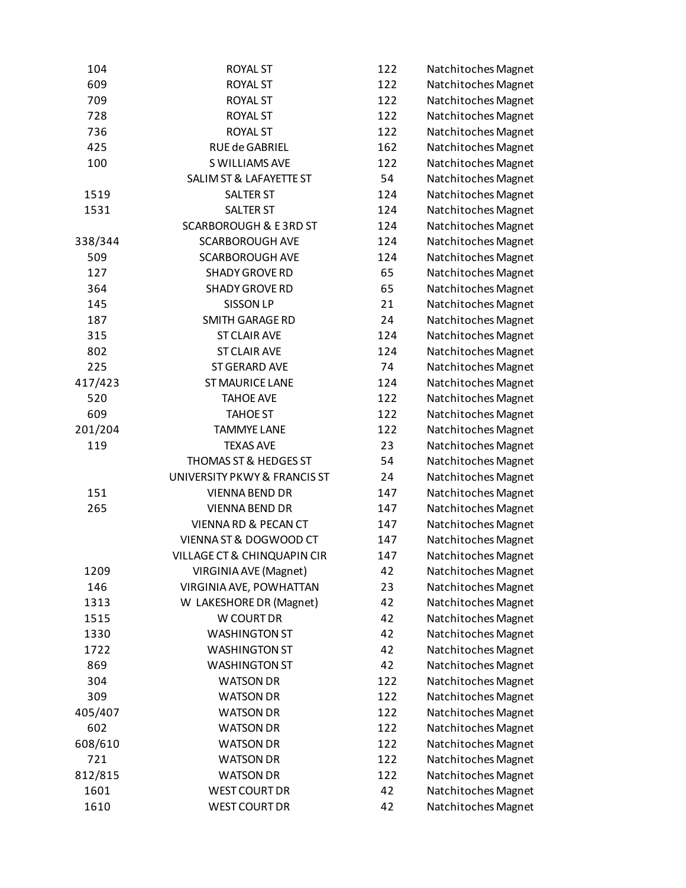| | | | |
|---|---|---|---|
| 104 | ROYAL ST | 122 | Natchitoches Magnet |
| 609 | ROYAL ST | 122 | Natchitoches Magnet |
| 709 | ROYAL ST | 122 | Natchitoches Magnet |
| 728 | ROYAL ST | 122 | Natchitoches Magnet |
| 736 | ROYAL ST | 122 | Natchitoches Magnet |
| 425 | RUE de GABRIEL | 162 | Natchitoches Magnet |
| 100 | S WILLIAMS AVE | 122 | Natchitoches Magnet |
| | SALIM ST & LAFAYETTE ST | 54 | Natchitoches Magnet |
| 1519 | SALTER ST | 124 | Natchitoches Magnet |
| 1531 | SALTER ST | 124 | Natchitoches Magnet |
| | SCARBOROUGH & E 3RD ST | 124 | Natchitoches Magnet |
| 338/344 | SCARBOROUGH AVE | 124 | Natchitoches Magnet |
| 509 | SCARBOROUGH AVE | 124 | Natchitoches Magnet |
| 127 | SHADY GROVE RD | 65 | Natchitoches Magnet |
| 364 | SHADY GROVE RD | 65 | Natchitoches Magnet |
| 145 | SISSON LP | 21 | Natchitoches Magnet |
| 187 | SMITH GARAGE RD | 24 | Natchitoches Magnet |
| 315 | ST CLAIR AVE | 124 | Natchitoches Magnet |
| 802 | ST CLAIR AVE | 124 | Natchitoches Magnet |
| 225 | ST GERARD AVE | 74 | Natchitoches Magnet |
| 417/423 | ST MAURICE LANE | 124 | Natchitoches Magnet |
| 520 | TAHOE AVE | 122 | Natchitoches Magnet |
| 609 | TAHOE ST | 122 | Natchitoches Magnet |
| 201/204 | TAMMYE LANE | 122 | Natchitoches Magnet |
| 119 | TEXAS AVE | 23 | Natchitoches Magnet |
| | THOMAS ST & HEDGES ST | 54 | Natchitoches Magnet |
| | UNIVERSITY PKWY & FRANCIS ST | 24 | Natchitoches Magnet |
| 151 | VIENNA BEND DR | 147 | Natchitoches Magnet |
| 265 | VIENNA BEND DR | 147 | Natchitoches Magnet |
| | VIENNA RD & PECAN CT | 147 | Natchitoches Magnet |
| | VIENNA ST & DOGWOOD CT | 147 | Natchitoches Magnet |
| | VILLAGE CT & CHINQUAPIN CIR | 147 | Natchitoches Magnet |
| 1209 | VIRGINIA AVE (Magnet) | 42 | Natchitoches Magnet |
| 146 | VIRGINIA AVE, POWHATTAN | 23 | Natchitoches Magnet |
| 1313 | W LAKESHORE DR (Magnet) | 42 | Natchitoches Magnet |
| 1515 | W COURT DR | 42 | Natchitoches Magnet |
| 1330 | WASHINGTON ST | 42 | Natchitoches Magnet |
| 1722 | WASHINGTON ST | 42 | Natchitoches Magnet |
| 869 | WASHINGTON ST | 42 | Natchitoches Magnet |
| 304 | WATSON DR | 122 | Natchitoches Magnet |
| 309 | WATSON DR | 122 | Natchitoches Magnet |
| 405/407 | WATSON DR | 122 | Natchitoches Magnet |
| 602 | WATSON DR | 122 | Natchitoches Magnet |
| 608/610 | WATSON DR | 122 | Natchitoches Magnet |
| 721 | WATSON DR | 122 | Natchitoches Magnet |
| 812/815 | WATSON DR | 122 | Natchitoches Magnet |
| 1601 | WEST COURT DR | 42 | Natchitoches Magnet |
| 1610 | WEST COURT DR | 42 | Natchitoches Magnet |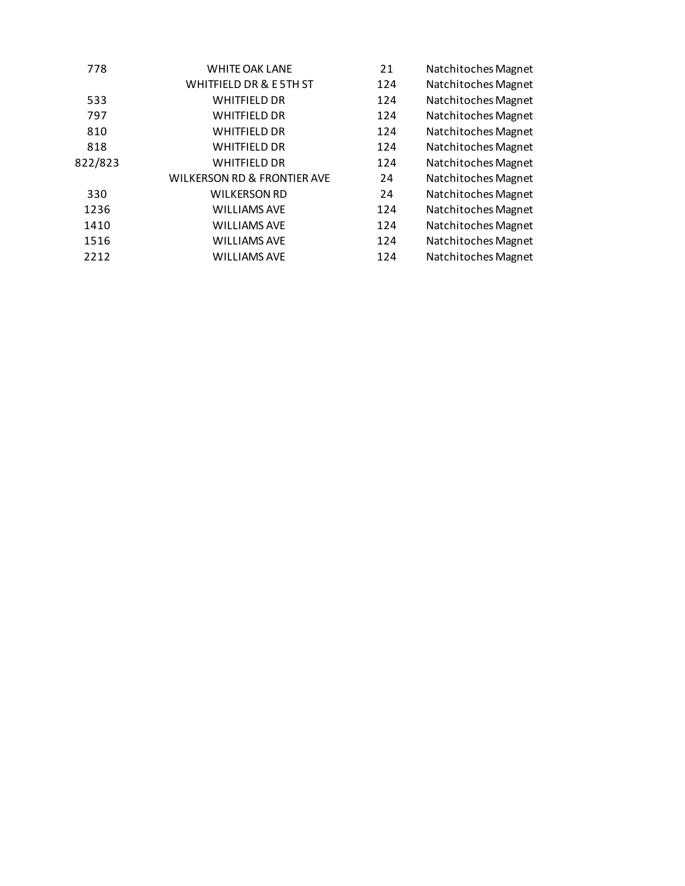| | | | |
|---|---|---|---|
| 778 | WHITE OAK LANE | 21 | Natchitoches Magnet |
| | WHITFIELD DR & E 5TH ST | 124 | Natchitoches Magnet |
| 533 | WHITFIELD DR | 124 | Natchitoches Magnet |
| 797 | WHITFIELD DR | 124 | Natchitoches Magnet |
| 810 | WHITFIELD DR | 124 | Natchitoches Magnet |
| 818 | WHITFIELD DR | 124 | Natchitoches Magnet |
| 822/823 | WHITFIELD DR | 124 | Natchitoches Magnet |
| | WILKERSON RD & FRONTIER AVE | 24 | Natchitoches Magnet |
| 330 | WILKERSON RD | 24 | Natchitoches Magnet |
| 1236 | WILLIAMS AVE | 124 | Natchitoches Magnet |
| 1410 | WILLIAMS AVE | 124 | Natchitoches Magnet |
| 1516 | WILLIAMS AVE | 124 | Natchitoches Magnet |
| 2212 | WILLIAMS AVE | 124 | Natchitoches Magnet |